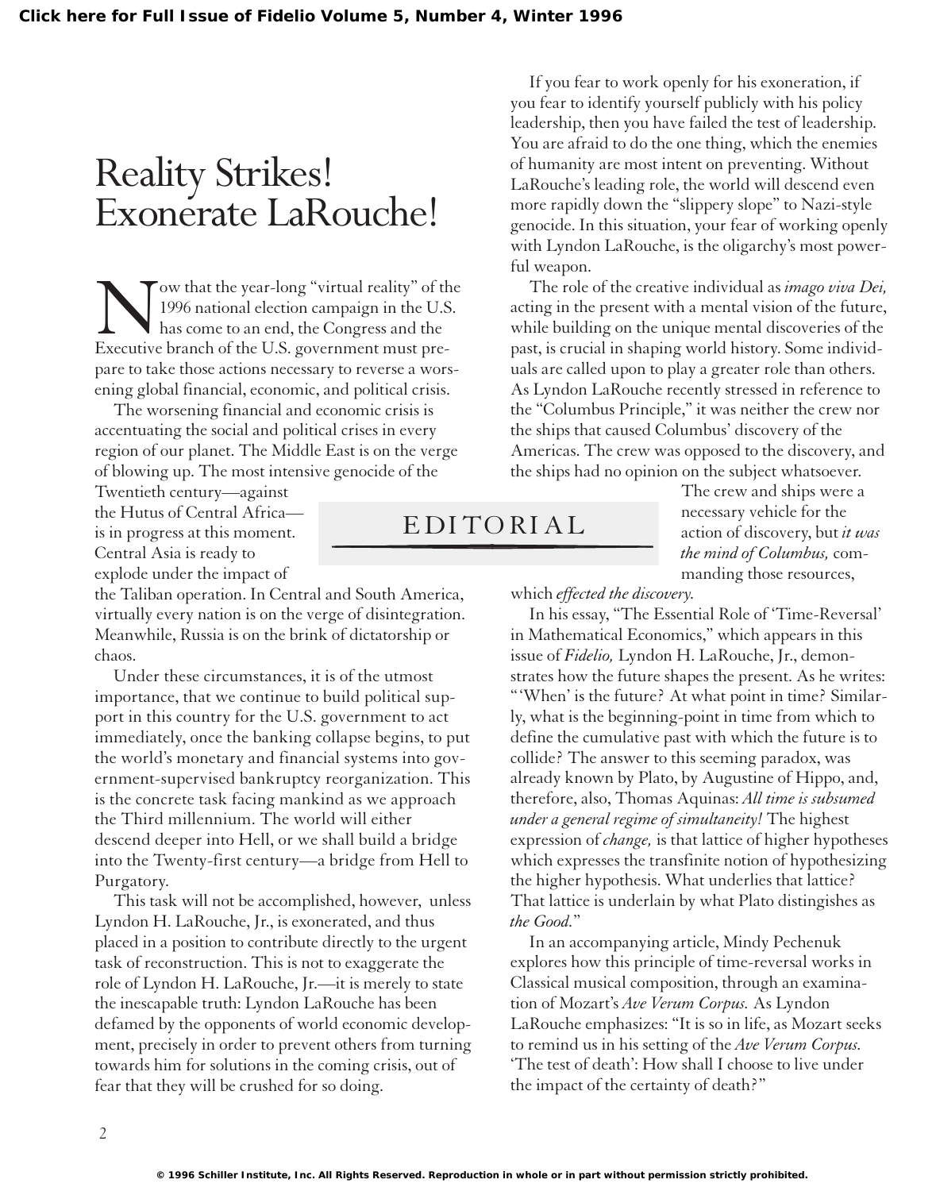# Reality Strikes! Exonerate LaRouche!

EDITORIAL

Now that the year-long "virtual reality" of the 1996 national election campaign in the U.S. has come to an end, the Congress and the Executive branch of the U.S. government must prepare to take those actions necessary to reverse a worsening global financial, economic, and political crisis.

The worsening financial and economic crisis is accentuating the social and political crises in every region of our planet. The Middle East is on the verge of blowing up. The most intensive genocide of the Twentieth century—against the Hutus of Central Africa—is in progress at this moment. Central Asia is ready to explode under the impact of the Taliban operation. In Central and South America, virtually every nation is on the verge of disintegration. Meanwhile, Russia is on the brink of dictatorship or chaos.

Under these circumstances, it is of the utmost importance, that we continue to build political support in this country for the U.S. government to act immediately, once the banking collapse begins, to put the world's monetary and financial systems into government-supervised bankruptcy reorganization. This is the concrete task facing mankind as we approach the Third millennium. The world will either descend deeper into Hell, or we shall build a bridge into the Twenty-first century—a bridge from Hell to Purgatory.

This task will not be accomplished, however, unless Lyndon H. LaRouche, Jr., is exonerated, and thus placed in a position to contribute directly to the urgent task of reconstruction. This is not to exaggerate the role of Lyndon H. LaRouche, Jr.—it is merely to state the inescapable truth: Lyndon LaRouche has been defamed by the opponents of world economic development, precisely in order to prevent others from turning towards him for solutions in the coming crisis, out of fear that they will be crushed for so doing.

If you fear to work openly for his exoneration, if you fear to identify yourself publicly with his policy leadership, then you have failed the test of leadership. You are afraid to do the one thing, which the enemies of humanity are most intent on preventing. Without LaRouche's leading role, the world will descend even more rapidly down the "slippery slope" to Nazi-style genocide. In this situation, your fear of working openly with Lyndon LaRouche, is the oligarchy's most powerful weapon.

The role of the creative individual as *imago viva Dei,* acting in the present with a mental vision of the future, while building on the unique mental discoveries of the past, is crucial in shaping world history. Some individuals are called upon to play a greater role than others. As Lyndon LaRouche recently stressed in reference to the "Columbus Principle," it was neither the crew nor the ships that caused Columbus' discovery of the Americas. The crew was opposed to the discovery, and the ships had no opinion on the subject whatsoever. The crew and ships were a necessary vehicle for the action of discovery, but *it was the mind of Columbus,* commanding those resources, which *effected the discovery.*

In his essay, "The Essential Role of 'Time-Reversal' in Mathematical Economics," which appears in this issue of *Fidelio,* Lyndon H. LaRouche, Jr., demonstrates how the future shapes the present. As he writes: "'When' is the future? At what point in time? Similarly, what is the beginning-point in time from which to define the cumulative past with which the future is to collide? The answer to this seeming paradox, was already known by Plato, by Augustine of Hippo, and, therefore, also, Thomas Aquinas: *All time is subsumed under a general regime of simultaneity!* The highest expression of *change,* is that lattice of higher hypotheses which expresses the transfinite notion of hypothesizing the higher hypothesis. What underlies that lattice? That lattice is underlain by what Plato distinguishes as *the Good.*"

In an accompanying article, Mindy Pechenuk explores how this principle of time-reversal works in Classical musical composition, through an examination of Mozart's *Ave Verum Corpus.* As Lyndon LaRouche emphasizes: "It is so in life, as Mozart seeks to remind us in his setting of the *Ave Verum Corpus.* 'The test of death': How shall I choose to live under the impact of the certainty of death?"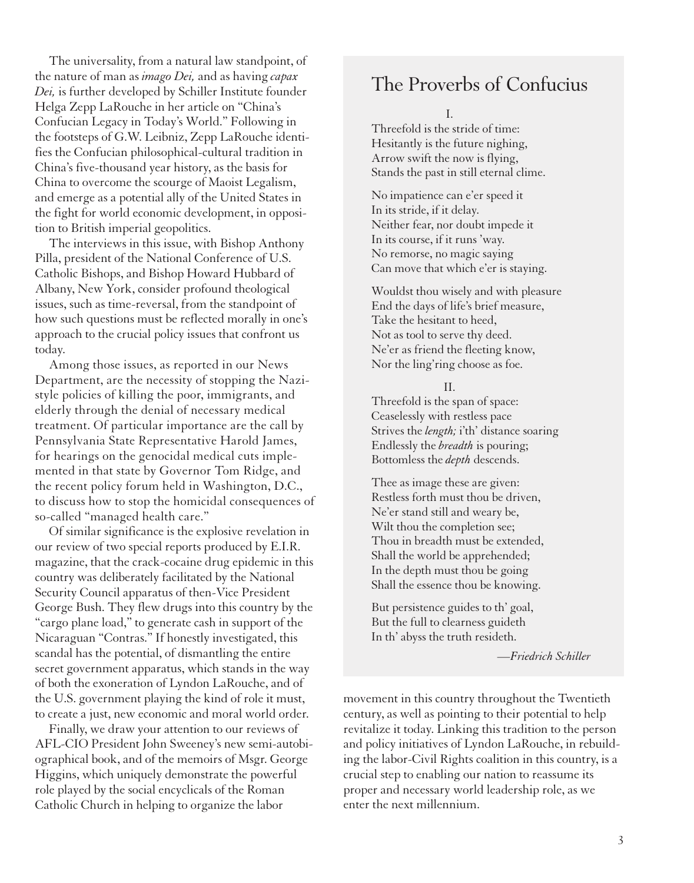The universality, from a natural law standpoint, of the nature of man as *imago Dei,* and as having *capax Dei,* is further developed by Schiller Institute founder Helga Zepp LaRouche in her article on "China's Confucian Legacy in Today's World." Following in the footsteps of G.W. Leibniz, Zepp LaRouche identifies the Confucian philosophical-cultural tradition in China's five-thousand year history, as the basis for China to overcome the scourge of Maoist Legalism, and emerge as a potential ally of the United States in the fight for world economic development, in opposition to British imperial geopolitics.

The interviews in this issue, with Bishop Anthony Pilla, president of the National Conference of U.S. Catholic Bishops, and Bishop Howard Hubbard of Albany, New York, consider profound theological issues, such as time-reversal, from the standpoint of how such questions must be reflected morally in one's approach to the crucial policy issues that confront us today.

Among those issues, as reported in our News Department, are the necessity of stopping the Nazi-style policies of killing the poor, immigrants, and elderly through the denial of necessary medical treatment. Of particular importance are the call by Pennsylvania State Representative Harold James, for hearings on the genocidal medical cuts implemented in that state by Governor Tom Ridge, and the recent policy forum held in Washington, D.C., to discuss how to stop the homicidal consequences of so-called "managed health care."

Of similar significance is the explosive revelation in our review of two special reports produced by E.I.R. magazine, that the crack-cocaine drug epidemic in this country was deliberately facilitated by the National Security Council apparatus of then-Vice President George Bush. They flew drugs into this country by the "cargo plane load," to generate cash in support of the Nicaraguan "Contras." If honestly investigated, this scandal has the potential, of dismantling the entire secret government apparatus, which stands in the way of both the exoneration of Lyndon LaRouche, and of the U.S. government playing the kind of role it must, to create a just, new economic and moral world order.

Finally, we draw your attention to our reviews of AFL-CIO President John Sweeney's new semi-autobiographical book, and of the memoirs of Msgr. George Higgins, which uniquely demonstrate the powerful role played by the social encyclicals of the Roman Catholic Church in helping to organize the labor movement in this country throughout the Twentieth century, as well as pointing to their potential to help revitalize it today. Linking this tradition to the person and policy initiatives of Lyndon LaRouche, in rebuilding the labor-Civil Rights coalition in this country, is a crucial step to enabling our nation to reassume its proper and necessary world leadership role, as we enter the next millennium.

## The Proverbs of Confucius

I.

Threefold is the stride of time:
Hesitantly is the future nighing,
Arrow swift the now is flying,
Stands the past in still eternal clime.

No impatience can e'er speed it
In its stride, if it delay.
Neither fear, nor doubt impede it
In its course, if it runs 'way.
No remorse, no magic saying
Can move that which e'er is staying.

Wouldst thou wisely and with pleasure
End the days of life's brief measure,
Take the hesitant to heed,
Not as tool to serve thy deed.
Ne'er as friend the fleeting know,
Nor the ling'ring choose as foe.

II.

Threefold is the span of space:
Ceaselessly with restless pace
Strives the *length;* i'th' distance soaring
Endlessly the *breadth* is pouring;
Bottomless the *depth* descends.

Thee as image these are given:
Restless forth must thou be driven,
Ne'er stand still and weary be,
Wilt thou the completion see;
Thou in breadth must be extended,
Shall the world be apprehended;
In the depth must thou be going
Shall the essence thou be knowing.

But persistence guides to th' goal,
But the full to clearness guideth
In th' abyss the truth resideth.

—*Friedrich Schiller*